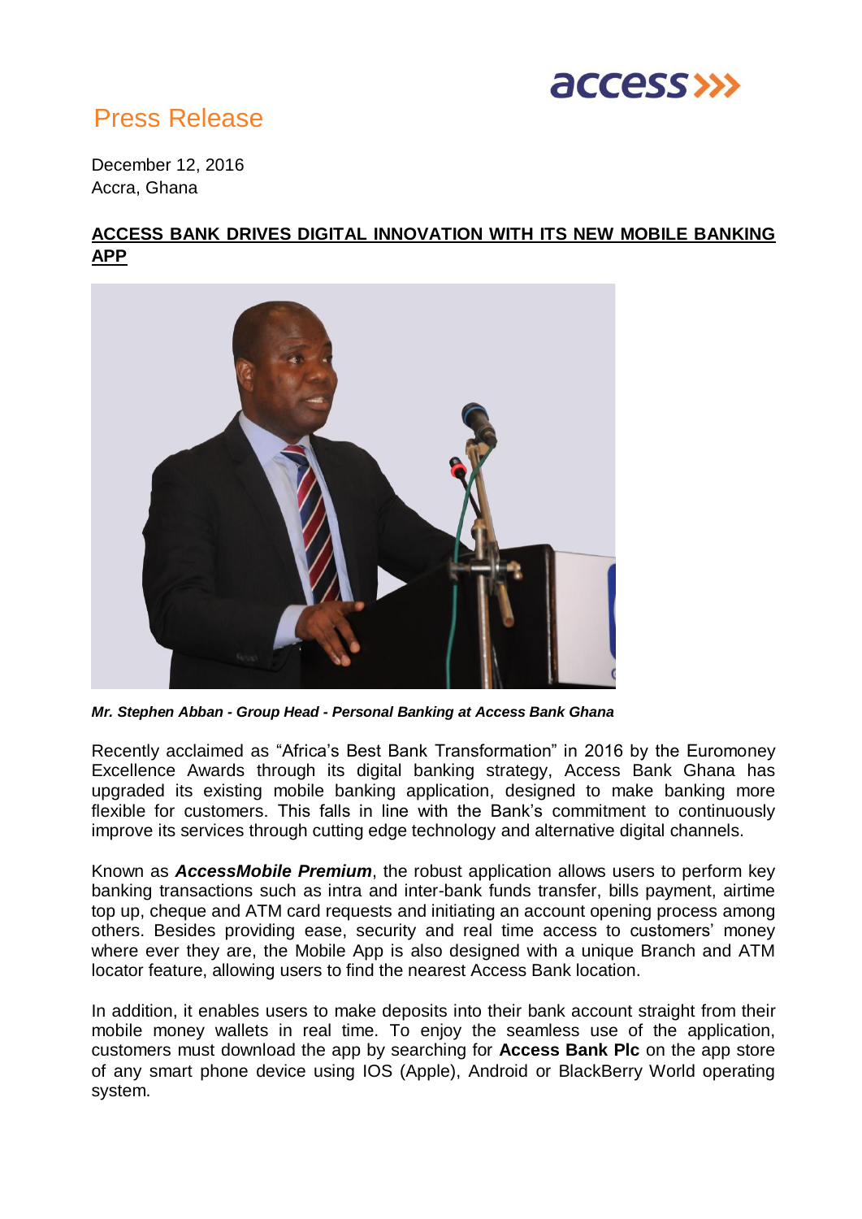Press Release

December 12, 2016
Accra, Ghana

# ACCESS BANK DRIVES DIGITAL INNOVATION WITH ITS NEW MOBILE BANKING APP

***Mr. Stephen Abban - Group Head - Personal Banking at Access Bank Ghana***

Recently acclaimed as "Africa's Best Bank Transformation" in 2016 by the Euromoney Excellence Awards through its digital banking strategy, Access Bank Ghana has upgraded its existing mobile banking application, designed to make banking more flexible for customers. This falls in line with the Bank's commitment to continuously improve its services through cutting edge technology and alternative digital channels.

Known as ***AccessMobile Premium***, the robust application allows users to perform key banking transactions such as intra and inter-bank funds transfer, bills payment, airtime top up, cheque and ATM card requests and initiating an account opening process among others. Besides providing ease, security and real time access to customers' money where ever they are, the Mobile App is also designed with a unique Branch and ATM locator feature, allowing users to find the nearest Access Bank location.

In addition, it enables users to make deposits into their bank account straight from their mobile money wallets in real time. To enjoy the seamless use of the application, customers must download the app by searching for **Access Bank Plc** on the app store of any smart phone device using IOS (Apple), Android or BlackBerry World operating system.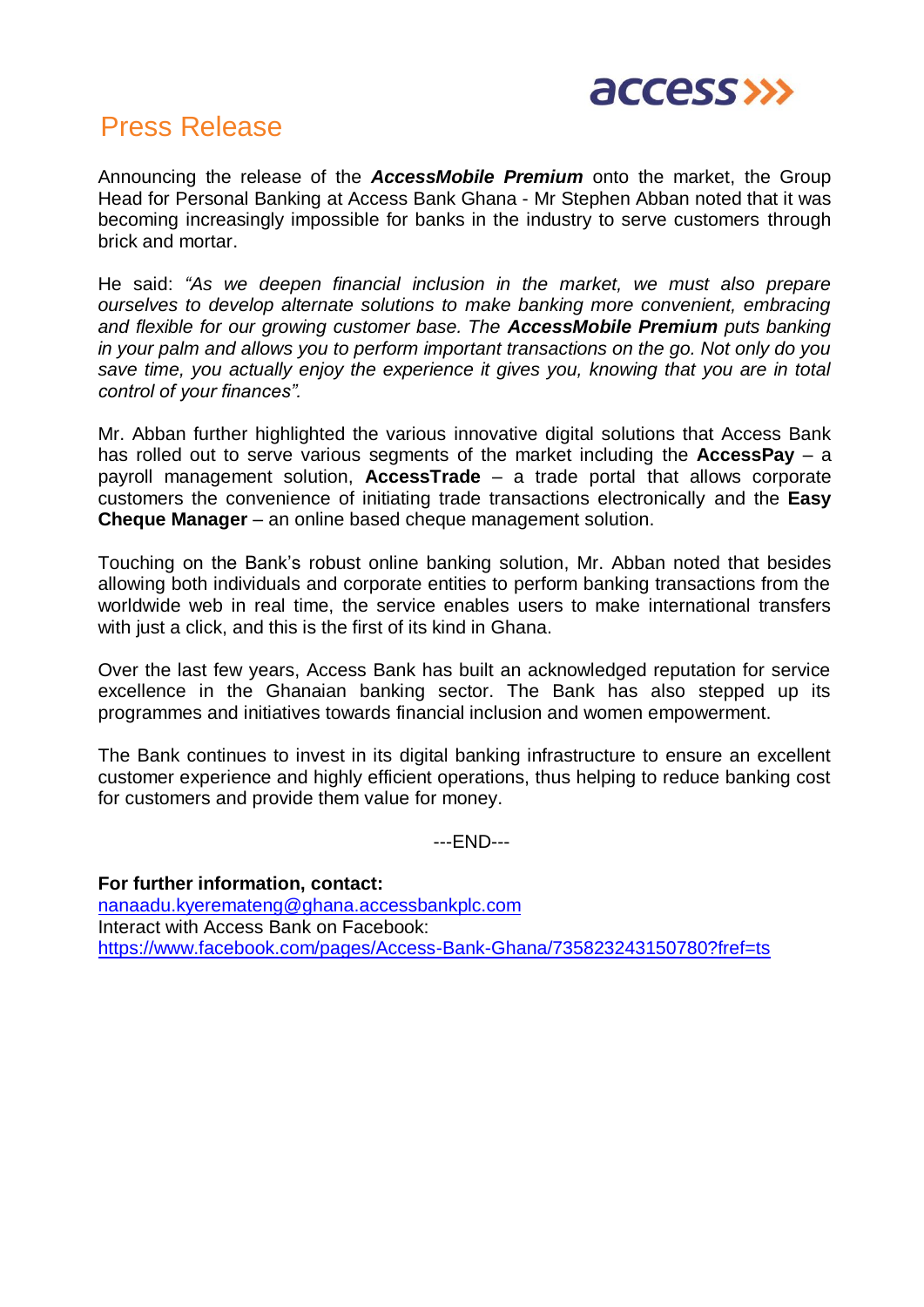## Press Release

Announcing the release of the ***AccessMobile Premium*** onto the market, the Group Head for Personal Banking at Access Bank Ghana - Mr Stephen Abban noted that it was becoming increasingly impossible for banks in the industry to serve customers through brick and mortar.

He said: *"As we deepen financial inclusion in the market, we must also prepare ourselves to develop alternate solutions to make banking more convenient, embracing and flexible for our growing customer base. The **AccessMobile Premium** puts banking in your palm and allows you to perform important transactions on the go. Not only do you save time, you actually enjoy the experience it gives you, knowing that you are in total control of your finances".*

Mr. Abban further highlighted the various innovative digital solutions that Access Bank has rolled out to serve various segments of the market including the **AccessPay** – a payroll management solution, **AccessTrade** – a trade portal that allows corporate customers the convenience of initiating trade transactions electronically and the **Easy Cheque Manager** – an online based cheque management solution.

Touching on the Bank's robust online banking solution, Mr. Abban noted that besides allowing both individuals and corporate entities to perform banking transactions from the worldwide web in real time, the service enables users to make international transfers with just a click, and this is the first of its kind in Ghana.

Over the last few years, Access Bank has built an acknowledged reputation for service excellence in the Ghanaian banking sector. The Bank has also stepped up its programmes and initiatives towards financial inclusion and women empowerment.

The Bank continues to invest in its digital banking infrastructure to ensure an excellent customer experience and highly efficient operations, thus helping to reduce banking cost for customers and provide them value for money.

---END---

**For further information, contact:**
nanaadu.kyeremateng@ghana.accessbankplc.com
Interact with Access Bank on Facebook:
https://www.facebook.com/pages/Access-Bank-Ghana/735823243150780?fref=ts